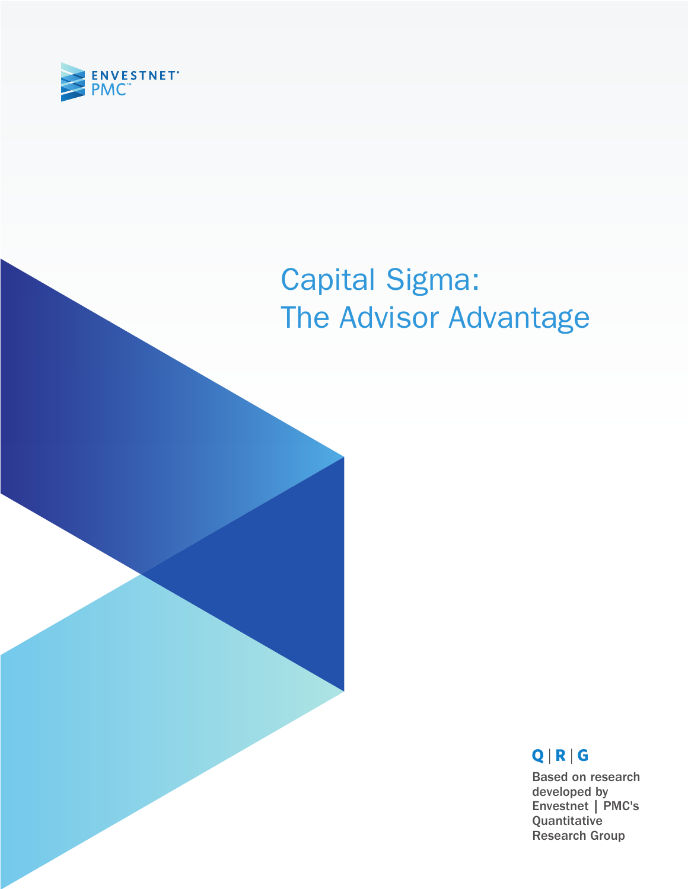ENVESTNET PMC™

# Capital Sigma: The Advisor Advantage

Q | R | G

Based on research developed by Envestnet | PMC's Quantitative Research Group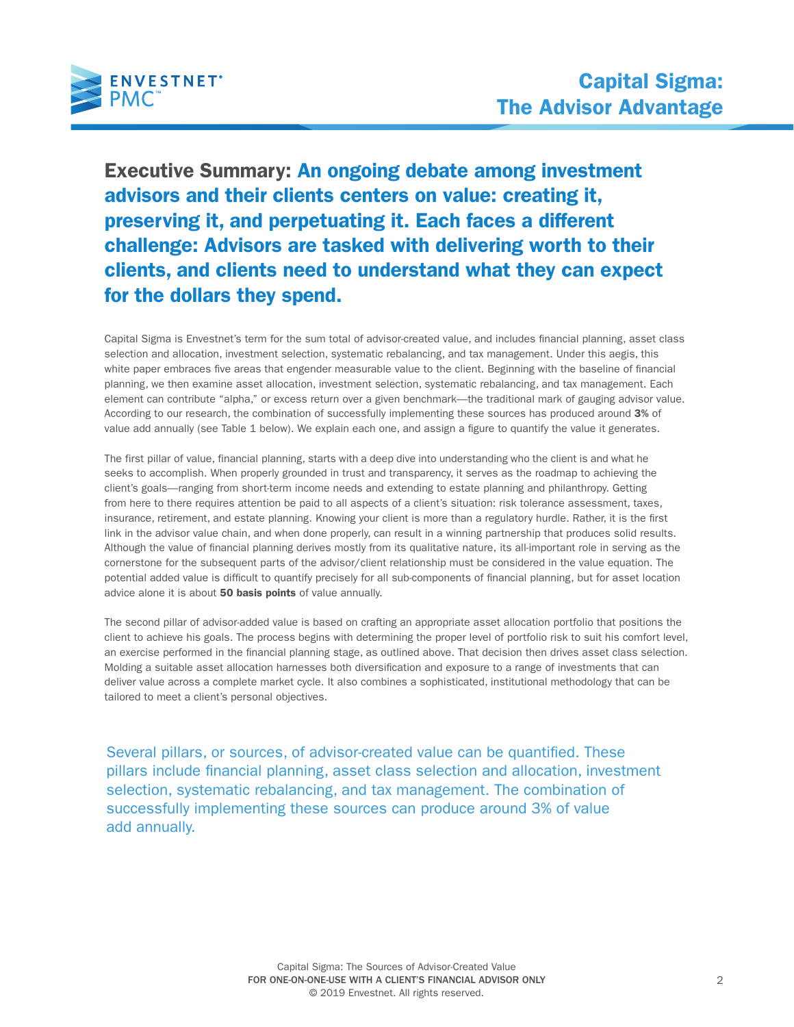## **Executive Summary:** An ongoing debate among investment advisors and their clients centers on value: creating it, preserving it, and perpetuating it. Each faces a different challenge: Advisors are tasked with delivering worth to their clients, and clients need to understand what they can expect for the dollars they spend.

Capital Sigma is Envestnet's term for the sum total of advisor-created value, and includes financial planning, asset class selection and allocation, investment selection, systematic rebalancing, and tax management. Under this aegis, this white paper embraces five areas that engender measurable value to the client. Beginning with the baseline of financial planning, we then examine asset allocation, investment selection, systematic rebalancing, and tax management. Each element can contribute "alpha," or excess return over a given benchmark—the traditional mark of gauging advisor value. According to our research, the combination of successfully implementing these sources has produced around **3%** of value add annually (see Table 1 below). We explain each one, and assign a figure to quantify the value it generates.

The first pillar of value, financial planning, starts with a deep dive into understanding who the client is and what he seeks to accomplish. When properly grounded in trust and transparency, it serves as the roadmap to achieving the client's goals—ranging from short-term income needs and extending to estate planning and philanthropy. Getting from here to there requires attention be paid to all aspects of a client's situation: risk tolerance assessment, taxes, insurance, retirement, and estate planning. Knowing your client is more than a regulatory hurdle. Rather, it is the first link in the advisor value chain, and when done properly, can result in a winning partnership that produces solid results. Although the value of financial planning derives mostly from its qualitative nature, its all-important role in serving as the cornerstone for the subsequent parts of the advisor/client relationship must be considered in the value equation. The potential added value is difficult to quantify precisely for all sub-components of financial planning, but for asset location advice alone it is about **50 basis points** of value annually.

The second pillar of advisor-added value is based on crafting an appropriate asset allocation portfolio that positions the client to achieve his goals. The process begins with determining the proper level of portfolio risk to suit his comfort level, an exercise performed in the financial planning stage, as outlined above. That decision then drives asset class selection. Molding a suitable asset allocation harnesses both diversification and exposure to a range of investments that can deliver value across a complete market cycle. It also combines a sophisticated, institutional methodology that can be tailored to meet a client's personal objectives.

Several pillars, or sources, of advisor-created value can be quantified. These pillars include financial planning, asset class selection and allocation, investment selection, systematic rebalancing, and tax management. The combination of successfully implementing these sources can produce around 3% of value add annually.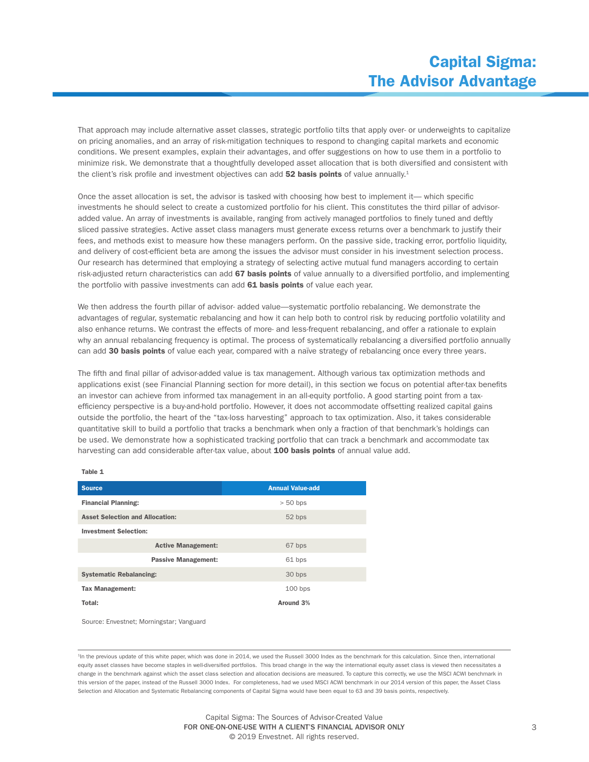That approach may include alternative asset classes, strategic portfolio tilts that apply over- or underweights to capitalize on pricing anomalies, and an array of risk-mitigation techniques to respond to changing capital markets and economic conditions. We present examples, explain their advantages, and offer suggestions on how to use them in a portfolio to minimize risk. We demonstrate that a thoughtfully developed asset allocation that is both diversified and consistent with the client's risk profile and investment objectives can add **52 basis points** of value annually.[1]

Once the asset allocation is set, the advisor is tasked with choosing how best to implement it— which specific investments he should select to create a customized portfolio for his client. This constitutes the third pillar of advisor-added value. An array of investments is available, ranging from actively managed portfolios to finely tuned and deftly sliced passive strategies. Active asset class managers must generate excess returns over a benchmark to justify their fees, and methods exist to measure how these managers perform. On the passive side, tracking error, portfolio liquidity, and delivery of cost-efficient beta are among the issues the advisor must consider in his investment selection process. Our research has determined that employing a strategy of selecting active mutual fund managers according to certain risk-adjusted return characteristics can add **67 basis points** of value annually to a diversified portfolio, and implementing the portfolio with passive investments can add **61 basis points** of value each year.

We then address the fourth pillar of advisor- added value—systematic portfolio rebalancing. We demonstrate the advantages of regular, systematic rebalancing and how it can help both to control risk by reducing portfolio volatility and also enhance returns. We contrast the effects of more- and less-frequent rebalancing, and offer a rationale to explain why an annual rebalancing frequency is optimal. The process of systematically rebalancing a diversified portfolio annually can add **30 basis points** of value each year, compared with a naïve strategy of rebalancing once every three years.

The fifth and final pillar of advisor-added value is tax management. Although various tax optimization methods and applications exist (see Financial Planning section for more detail), in this section we focus on potential after-tax benefits an investor can achieve from informed tax management in an all-equity portfolio. A good starting point from a tax-efficiency perspective is a buy-and-hold portfolio. However, it does not accommodate offsetting realized capital gains outside the portfolio, the heart of the "tax-loss harvesting" approach to tax optimization. Also, it takes considerable quantitative skill to build a portfolio that tracks a benchmark when only a fraction of that benchmark's holdings can be used. We demonstrate how a sophisticated tracking portfolio that can track a benchmark and accommodate tax harvesting can add considerable after-tax value, about **100 basis points** of annual value add.

**Table 1**

| Source | Annual Value-add |
|---|---|
| **Financial Planning:** | > 50 bps |
| **Asset Selection and Allocation:** | 52 bps |
| **Investment Selection:** | |
| **Active Management:** | 67 bps |
| **Passive Management:** | 61 bps |
| **Systematic Rebalancing:** | 30 bps |
| **Tax Management:** | 100 bps |
| **Total:** | **Around 3%** |

Source: Envestnet; Morningstar; Vanguard

[1] In the previous update of this white paper, which was done in 2014, we used the Russell 3000 Index as the benchmark for this calculation. Since then, international equity asset classes have become staples in well-diversified portfolios. This broad change in the way the international equity asset class is viewed then necessitates a change in the benchmark against which the asset class selection and allocation decisions are measured. To capture this correctly, we use the MSCI ACWI benchmark in this version of the paper, instead of the Russell 3000 Index. For completeness, had we used MSCI ACWI benchmark in our 2014 version of this paper, the Asset Class Selection and Allocation and Systematic Rebalancing components of Capital Sigma would have been equal to 63 and 39 basis points, respectively.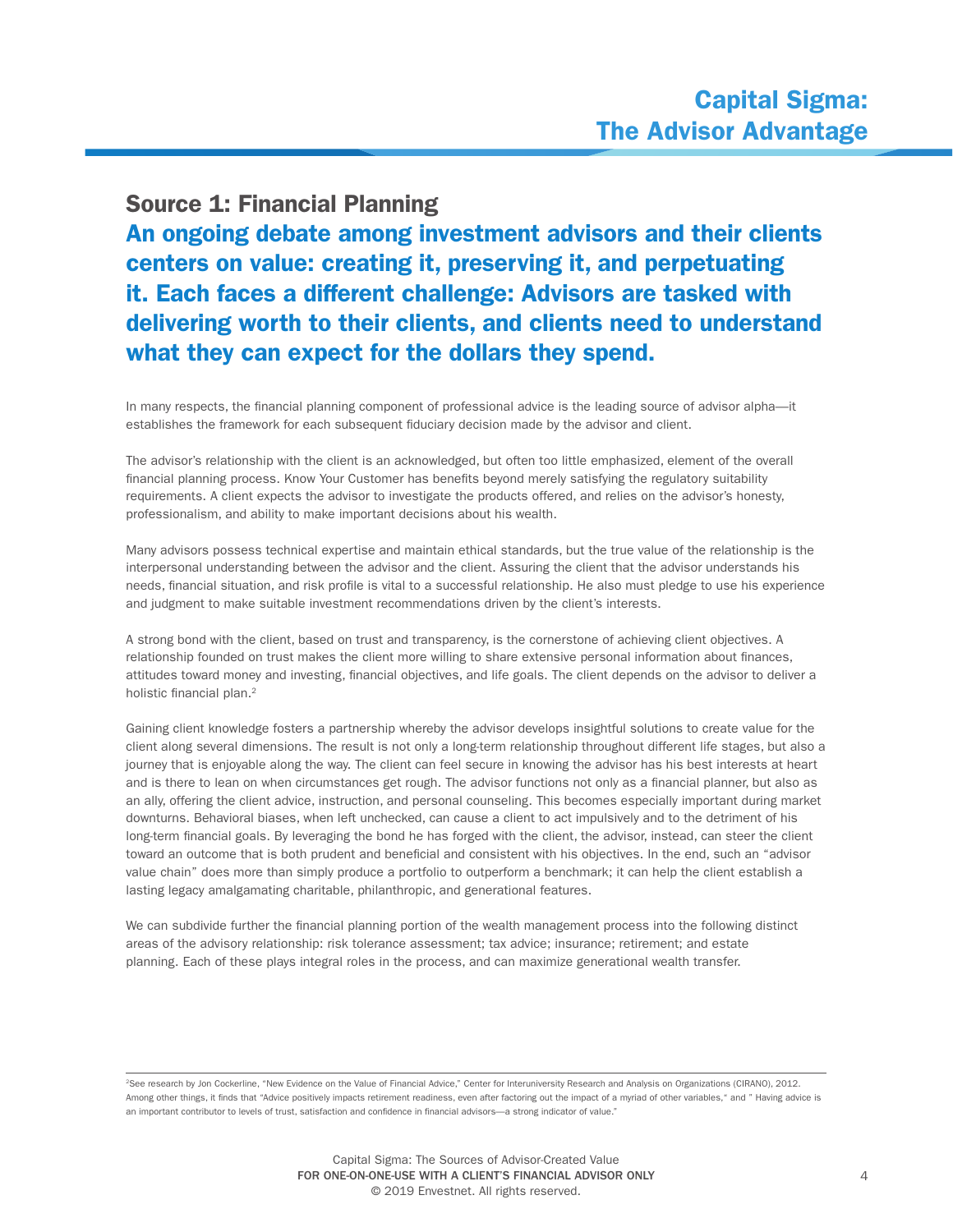## Source 1: Financial Planning

**An ongoing debate among investment advisors and their clients centers on value: creating it, preserving it, and perpetuating it. Each faces a different challenge: Advisors are tasked with delivering worth to their clients, and clients need to understand what they can expect for the dollars they spend.**

In many respects, the financial planning component of professional advice is the leading source of advisor alpha—it establishes the framework for each subsequent fiduciary decision made by the advisor and client.

The advisor's relationship with the client is an acknowledged, but often too little emphasized, element of the overall financial planning process. Know Your Customer has benefits beyond merely satisfying the regulatory suitability requirements. A client expects the advisor to investigate the products offered, and relies on the advisor's honesty, professionalism, and ability to make important decisions about his wealth.

Many advisors possess technical expertise and maintain ethical standards, but the true value of the relationship is the interpersonal understanding between the advisor and the client. Assuring the client that the advisor understands his needs, financial situation, and risk profile is vital to a successful relationship. He also must pledge to use his experience and judgment to make suitable investment recommendations driven by the client's interests.

A strong bond with the client, based on trust and transparency, is the cornerstone of achieving client objectives. A relationship founded on trust makes the client more willing to share extensive personal information about finances, attitudes toward money and investing, financial objectives, and life goals. The client depends on the advisor to deliver a holistic financial plan.[2]

Gaining client knowledge fosters a partnership whereby the advisor develops insightful solutions to create value for the client along several dimensions. The result is not only a long-term relationship throughout different life stages, but also a journey that is enjoyable along the way. The client can feel secure in knowing the advisor has his best interests at heart and is there to lean on when circumstances get rough. The advisor functions not only as a financial planner, but also as an ally, offering the client advice, instruction, and personal counseling. This becomes especially important during market downturns. Behavioral biases, when left unchecked, can cause a client to act impulsively and to the detriment of his long-term financial goals. By leveraging the bond he has forged with the client, the advisor, instead, can steer the client toward an outcome that is both prudent and beneficial and consistent with his objectives. In the end, such an "advisor value chain" does more than simply produce a portfolio to outperform a benchmark; it can help the client establish a lasting legacy amalgamating charitable, philanthropic, and generational features.

We can subdivide further the financial planning portion of the wealth management process into the following distinct areas of the advisory relationship: risk tolerance assessment; tax advice; insurance; retirement; and estate planning. Each of these plays integral roles in the process, and can maximize generational wealth transfer.

---

[2] See research by Jon Cockerline, "New Evidence on the Value of Financial Advice," Center for Interuniversity Research and Analysis on Organizations (CIRANO), 2012. Among other things, it finds that "Advice positively impacts retirement readiness, even after factoring out the impact of a myriad of other variables," and " Having advice is an important contributor to levels of trust, satisfaction and confidence in financial advisors—a strong indicator of value."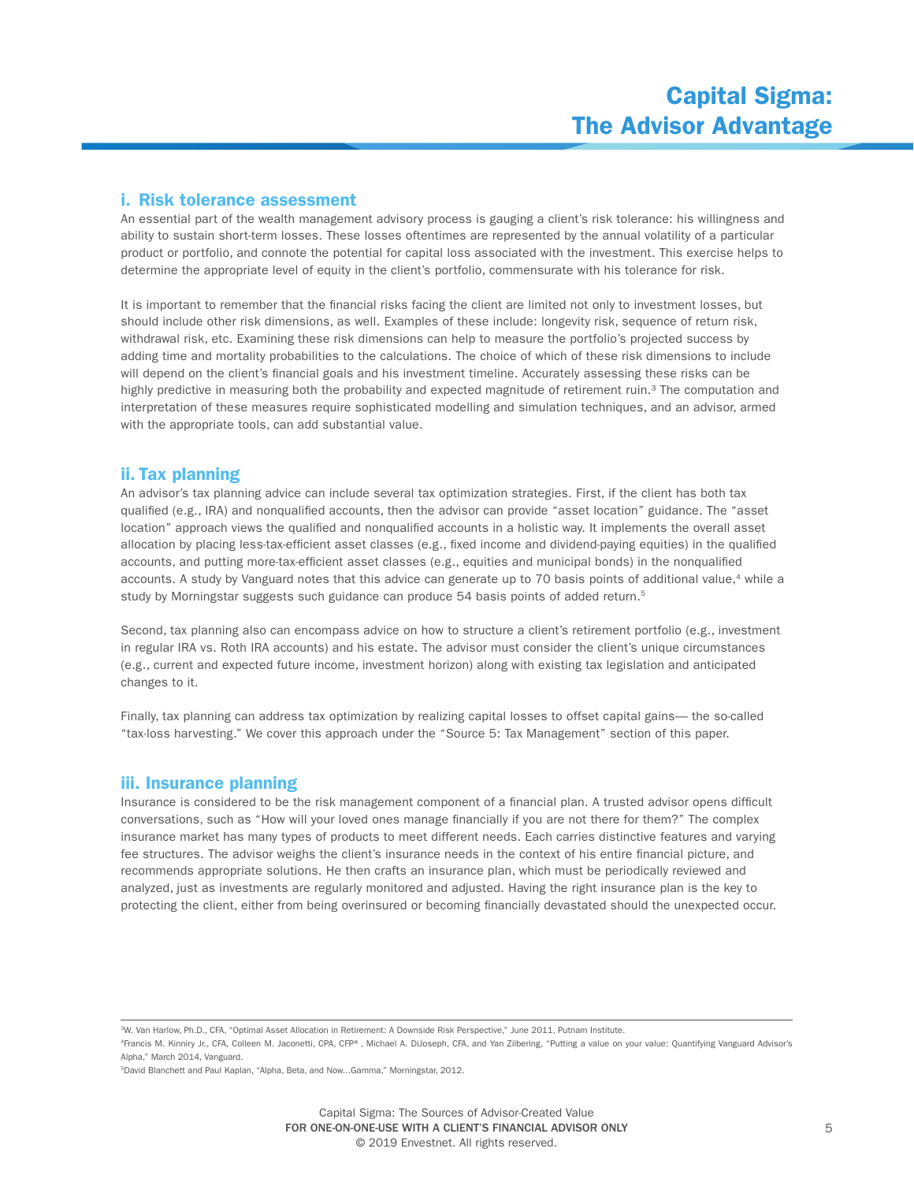### i. Risk tolerance assessment

An essential part of the wealth management advisory process is gauging a client's risk tolerance: his willingness and ability to sustain short-term losses. These losses oftentimes are represented by the annual volatility of a particular product or portfolio, and connote the potential for capital loss associated with the investment. This exercise helps to determine the appropriate level of equity in the client's portfolio, commensurate with his tolerance for risk.

It is important to remember that the financial risks facing the client are limited not only to investment losses, but should include other risk dimensions, as well. Examples of these include: longevity risk, sequence of return risk, withdrawal risk, etc. Examining these risk dimensions can help to measure the portfolio's projected success by adding time and mortality probabilities to the calculations. The choice of which of these risk dimensions to include will depend on the client's financial goals and his investment timeline. Accurately assessing these risks can be highly predictive in measuring both the probability and expected magnitude of retirement ruin.[3] The computation and interpretation of these measures require sophisticated modelling and simulation techniques, and an advisor, armed with the appropriate tools, can add substantial value.

### ii. Tax planning

An advisor's tax planning advice can include several tax optimization strategies. First, if the client has both tax qualified (e.g., IRA) and nonqualified accounts, then the advisor can provide "asset location" guidance. The "asset location" approach views the qualified and nonqualified accounts in a holistic way. It implements the overall asset allocation by placing less-tax-efficient asset classes (e.g., fixed income and dividend-paying equities) in the qualified accounts, and putting more-tax-efficient asset classes (e.g., equities and municipal bonds) in the nonqualified accounts. A study by Vanguard notes that this advice can generate up to 70 basis points of additional value,[4] while a study by Morningstar suggests such guidance can produce 54 basis points of added return.[5]

Second, tax planning also can encompass advice on how to structure a client's retirement portfolio (e.g., investment in regular IRA vs. Roth IRA accounts) and his estate. The advisor must consider the client's unique circumstances (e.g., current and expected future income, investment horizon) along with existing tax legislation and anticipated changes to it.

Finally, tax planning can address tax optimization by realizing capital losses to offset capital gains— the so-called "tax-loss harvesting." We cover this approach under the "Source 5: Tax Management" section of this paper.

### iii. Insurance planning

Insurance is considered to be the risk management component of a financial plan. A trusted advisor opens difficult conversations, such as "How will your loved ones manage financially if you are not there for them?" The complex insurance market has many types of products to meet different needs. Each carries distinctive features and varying fee structures. The advisor weighs the client's insurance needs in the context of his entire financial picture, and recommends appropriate solutions. He then crafts an insurance plan, which must be periodically reviewed and analyzed, just as investments are regularly monitored and adjusted. Having the right insurance plan is the key to protecting the client, either from being overinsured or becoming financially devastated should the unexpected occur.

---

[3]W. Van Harlow, Ph.D., CFA, "Optimal Asset Allocation in Retirement: A Downside Risk Perspective," June 2011, Putnam Institute.

[4]Francis M. Kinniry Jr., CFA, Colleen M. Jaconetti, CPA, CFP®, Michael A. DiJoseph, CFA, and Yan Zilbering, "Putting a value on your value: Quantifying Vanguard Advisor's Alpha," March 2014, Vanguard.

[5]David Blanchett and Paul Kaplan, "Alpha, Beta, and Now…Gamma," Morningstar, 2012.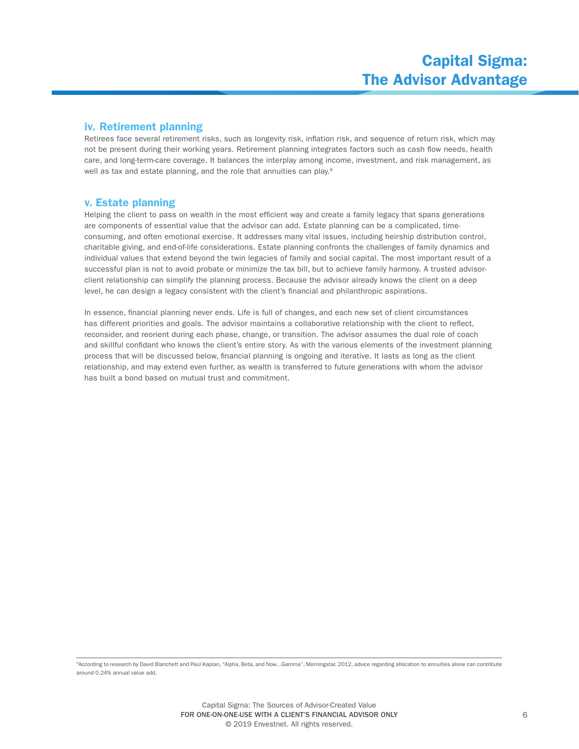### iv. Retirement planning

Retirees face several retirement risks, such as longevity risk, inflation risk, and sequence of return risk, which may not be present during their working years. Retirement planning integrates factors such as cash flow needs, health care, and long-term-care coverage. It balances the interplay among income, investment, and risk management, as well as tax and estate planning, and the role that annuities can play.[6]

### v. Estate planning

Helping the client to pass on wealth in the most efficient way and create a family legacy that spans generations are components of essential value that the advisor can add. Estate planning can be a complicated, time-consuming, and often emotional exercise. It addresses many vital issues, including heirship distribution control, charitable giving, and end-of-life considerations. Estate planning confronts the challenges of family dynamics and individual values that extend beyond the twin legacies of family and social capital. The most important result of a successful plan is not to avoid probate or minimize the tax bill, but to achieve family harmony. A trusted advisor-client relationship can simplify the planning process. Because the advisor already knows the client on a deep level, he can design a legacy consistent with the client's financial and philanthropic aspirations.

In essence, financial planning never ends. Life is full of changes, and each new set of client circumstances has different priorities and goals. The advisor maintains a collaborative relationship with the client to reflect, reconsider, and reorient during each phase, change, or transition. The advisor assumes the dual role of coach and skillful confidant who knows the client's entire story. As with the various elements of the investment planning process that will be discussed below, financial planning is ongoing and iterative. It lasts as long as the client relationship, and may extend even further, as wealth is transferred to future generations with whom the advisor has built a bond based on mutual trust and commitment.

---

[6]According to research by David Blanchett and Paul Kaplan, "Alpha, Beta, and Now…Gamma", Morningstar, 2012, advice regarding allocation to annuities alone can contribute around 0.24% annual value add.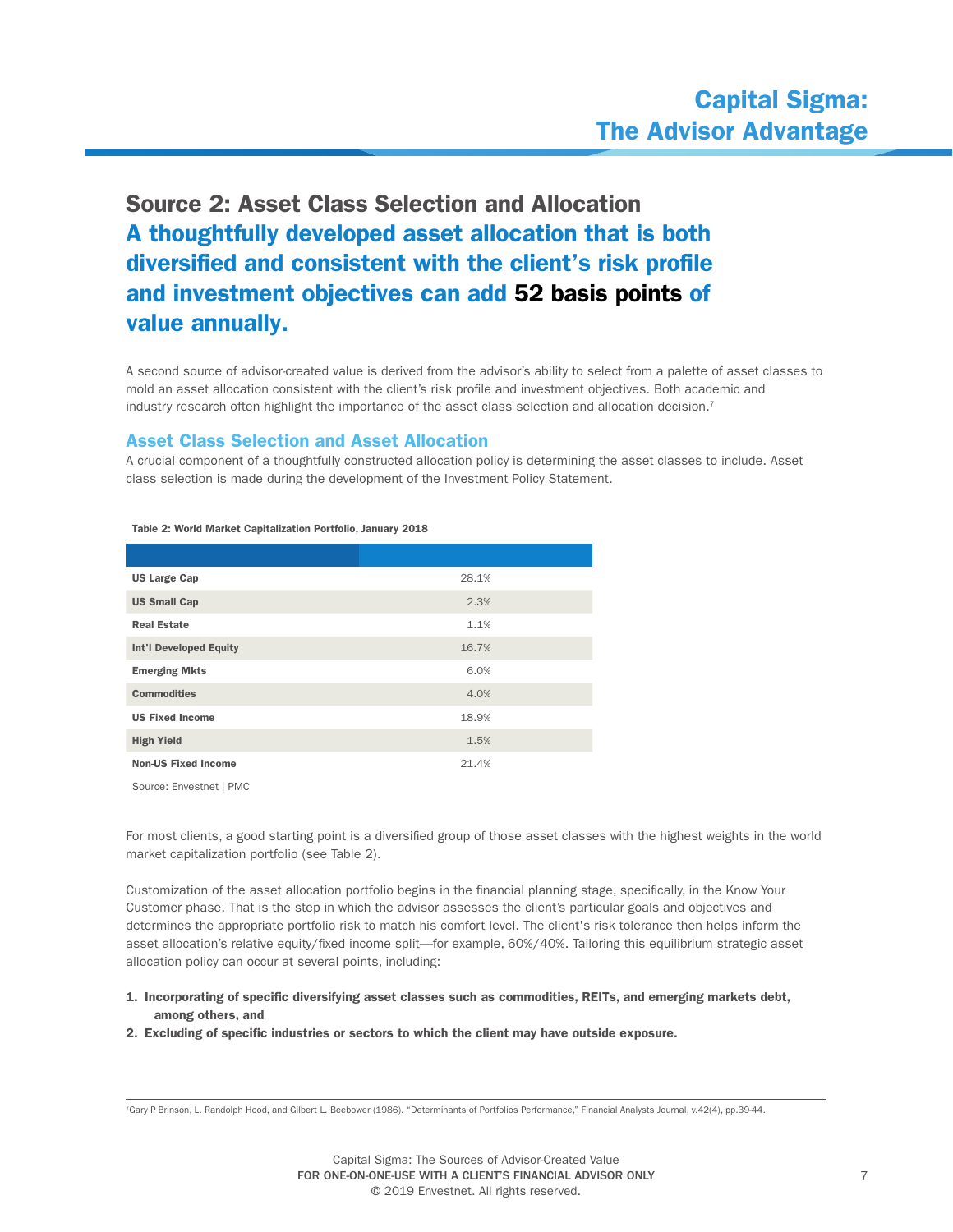## Source 2: Asset Class Selection and Allocation

**A thoughtfully developed asset allocation that is both diversified and consistent with the client's risk profile and investment objectives can add 52 basis points of value annually.**

A second source of advisor-created value is derived from the advisor's ability to select from a palette of asset classes to mold an asset allocation consistent with the client's risk profile and investment objectives. Both academic and industry research often highlight the importance of the asset class selection and allocation decision.[7]

### Asset Class Selection and Asset Allocation

A crucial component of a thoughtfully constructed allocation policy is determining the asset classes to include. Asset class selection is made during the development of the Investment Policy Statement.

**Table 2: World Market Capitalization Portfolio, January 2018**

| | |
|---|---|
| **US Large Cap** | 28.1% |
| **US Small Cap** | 2.3% |
| **Real Estate** | 1.1% |
| **Int'l Developed Equity** | 16.7% |
| **Emerging Mkts** | 6.0% |
| **Commodities** | 4.0% |
| **US Fixed Income** | 18.9% |
| **High Yield** | 1.5% |
| **Non-US Fixed Income** | 21.4% |

Source: Envestnet | PMC

For most clients, a good starting point is a diversified group of those asset classes with the highest weights in the world market capitalization portfolio (see Table 2).

Customization of the asset allocation portfolio begins in the financial planning stage, specifically, in the Know Your Customer phase. That is the step in which the advisor assesses the client's particular goals and objectives and determines the appropriate portfolio risk to match his comfort level. The client's risk tolerance then helps inform the asset allocation's relative equity/fixed income split—for example, 60%/40%. Tailoring this equilibrium strategic asset allocation policy can occur at several points, including:

1. **Incorporating of specific diversifying asset classes such as commodities, REITs, and emerging markets debt, among others, and**
2. **Excluding of specific industries or sectors to which the client may have outside exposure.**

[7] Gary P. Brinson, L. Randolph Hood, and Gilbert L. Beebower (1986). "Determinants of Portfolios Performance," Financial Analysts Journal, v.42(4), pp.39-44.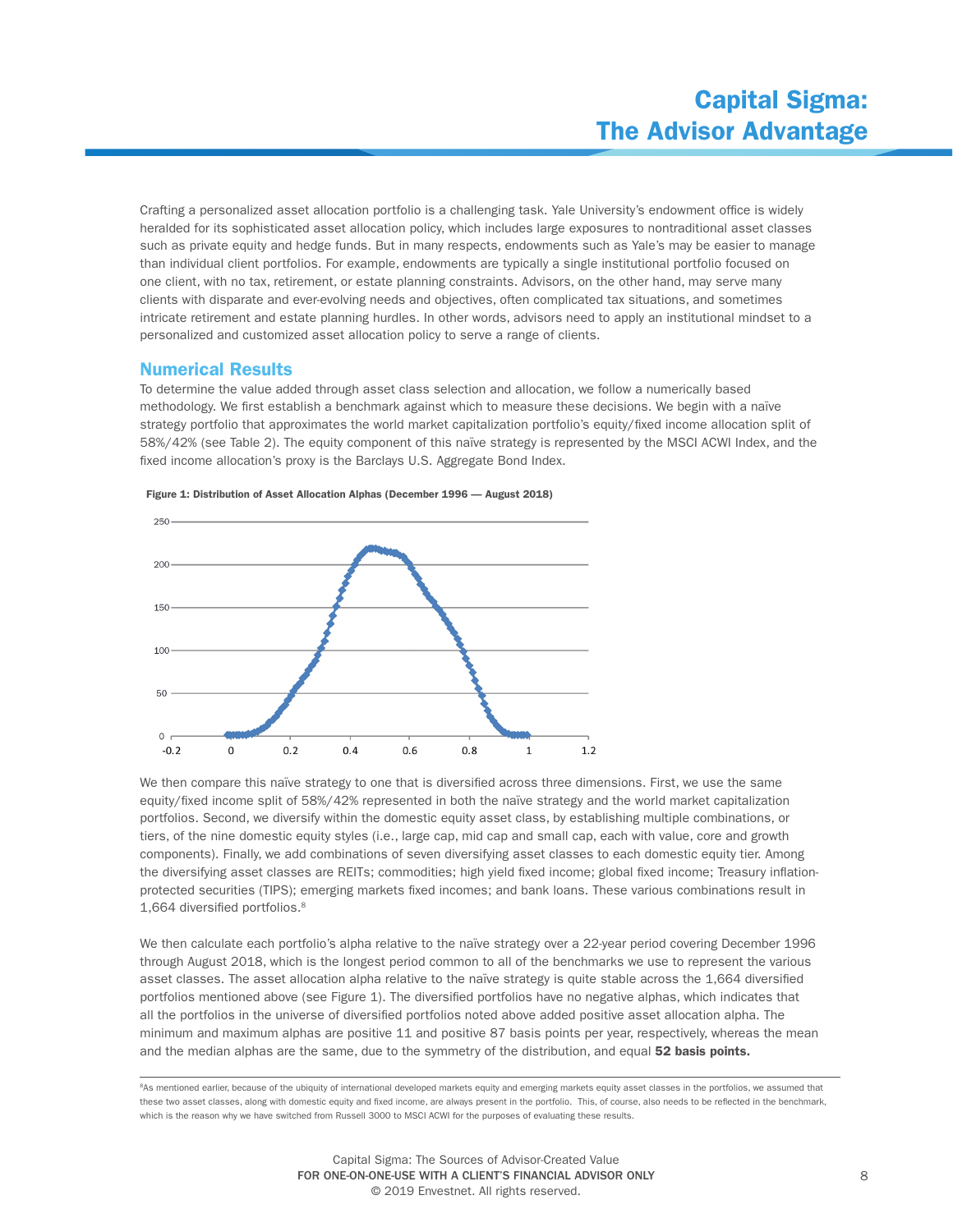Crafting a personalized asset allocation portfolio is a challenging task. Yale University's endowment office is widely heralded for its sophisticated asset allocation policy, which includes large exposures to nontraditional asset classes such as private equity and hedge funds. But in many respects, endowments such as Yale's may be easier to manage than individual client portfolios. For example, endowments are typically a single institutional portfolio focused on one client, with no tax, retirement, or estate planning constraints. Advisors, on the other hand, may serve many clients with disparate and ever-evolving needs and objectives, often complicated tax situations, and sometimes intricate retirement and estate planning hurdles. In other words, advisors need to apply an institutional mindset to a personalized and customized asset allocation policy to serve a range of clients.

## Numerical Results

To determine the value added through asset class selection and allocation, we follow a numerically based methodology. We first establish a benchmark against which to measure these decisions. We begin with a naïve strategy portfolio that approximates the world market capitalization portfolio's equity/fixed income allocation split of 58%/42% (see Table 2). The equity component of this naïve strategy is represented by the MSCI ACWI Index, and the fixed income allocation's proxy is the Barclays U.S. Aggregate Bond Index.

**Figure 1: Distribution of Asset Allocation Alphas (December 1996 — August 2018)**

We then compare this naïve strategy to one that is diversified across three dimensions. First, we use the same equity/fixed income split of 58%/42% represented in both the naïve strategy and the world market capitalization portfolios. Second, we diversify within the domestic equity asset class, by establishing multiple combinations, or tiers, of the nine domestic equity styles (i.e., large cap, mid cap and small cap, each with value, core and growth components). Finally, we add combinations of seven diversifying asset classes to each domestic equity tier. Among the diversifying asset classes are REITs; commodities; high yield fixed income; global fixed income; Treasury inflation-protected securities (TIPS); emerging markets fixed incomes; and bank loans. These various combinations result in 1,664 diversified portfolios.[8]

We then calculate each portfolio's alpha relative to the naïve strategy over a 22-year period covering December 1996 through August 2018, which is the longest period common to all of the benchmarks we use to represent the various asset classes. The asset allocation alpha relative to the naïve strategy is quite stable across the 1,664 diversified portfolios mentioned above (see Figure 1). The diversified portfolios have no negative alphas, which indicates that all the portfolios in the universe of diversified portfolios noted above added positive asset allocation alpha. The minimum and maximum alphas are positive 11 and positive 87 basis points per year, respectively, whereas the mean and the median alphas are the same, due to the symmetry of the distribution, and equal **52 basis points.**

[8]As mentioned earlier, because of the ubiquity of international developed markets equity and emerging markets equity asset classes in the portfolios, we assumed that these two asset classes, along with domestic equity and fixed income, are always present in the portfolio. This, of course, also needs to be reflected in the benchmark, which is the reason why we have switched from Russell 3000 to MSCI ACWI for the purposes of evaluating these results.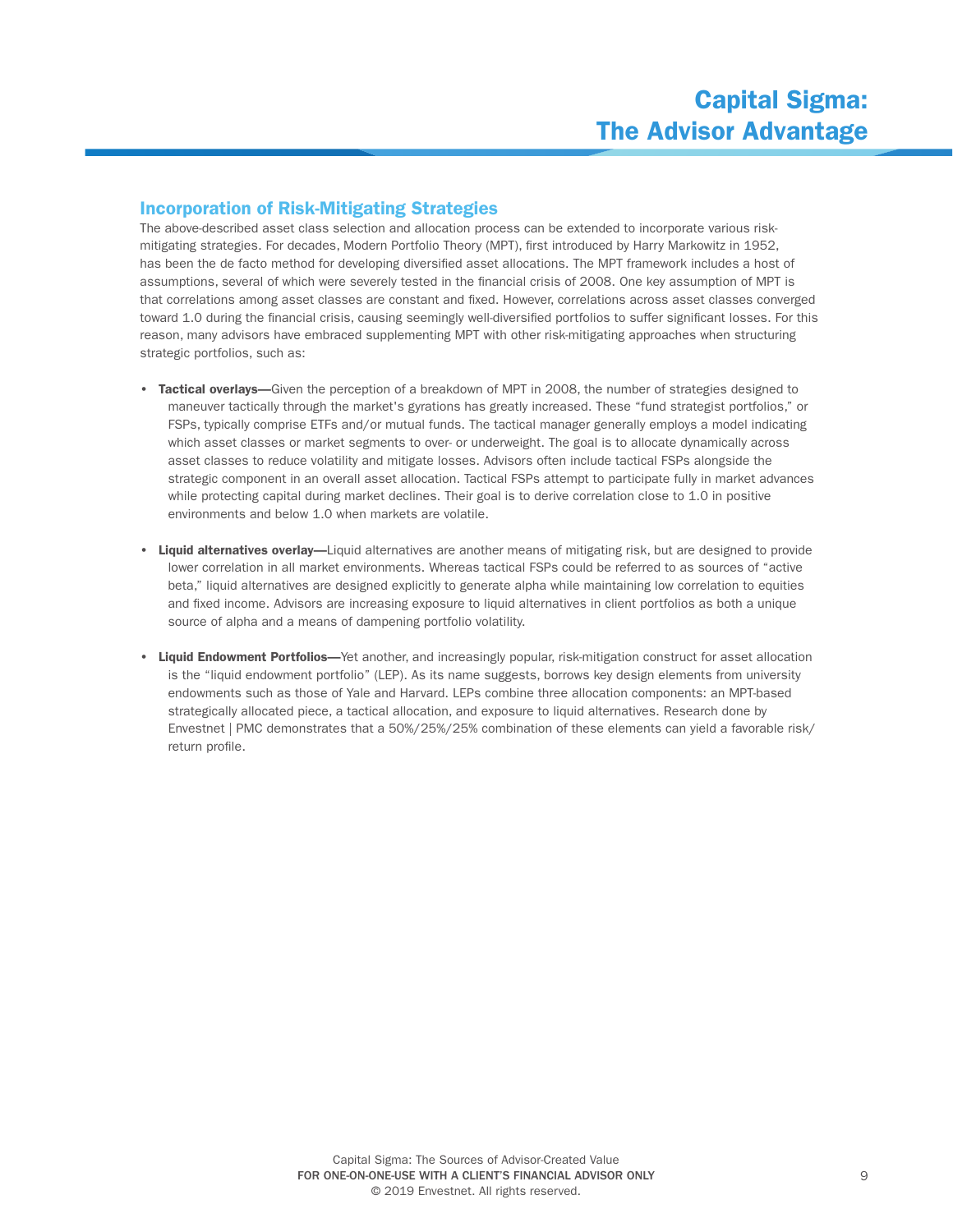## Incorporation of Risk-Mitigating Strategies

The above-described asset class selection and allocation process can be extended to incorporate various risk-mitigating strategies. For decades, Modern Portfolio Theory (MPT), first introduced by Harry Markowitz in 1952, has been the de facto method for developing diversified asset allocations. The MPT framework includes a host of assumptions, several of which were severely tested in the financial crisis of 2008. One key assumption of MPT is that correlations among asset classes are constant and fixed. However, correlations across asset classes converged toward 1.0 during the financial crisis, causing seemingly well-diversified portfolios to suffer significant losses. For this reason, many advisors have embraced supplementing MPT with other risk-mitigating approaches when structuring strategic portfolios, such as:

- **Tactical overlays—**Given the perception of a breakdown of MPT in 2008, the number of strategies designed to maneuver tactically through the market's gyrations has greatly increased. These "fund strategist portfolios," or FSPs, typically comprise ETFs and/or mutual funds. The tactical manager generally employs a model indicating which asset classes or market segments to over- or underweight. The goal is to allocate dynamically across asset classes to reduce volatility and mitigate losses. Advisors often include tactical FSPs alongside the strategic component in an overall asset allocation. Tactical FSPs attempt to participate fully in market advances while protecting capital during market declines. Their goal is to derive correlation close to 1.0 in positive environments and below 1.0 when markets are volatile.

- **Liquid alternatives overlay—**Liquid alternatives are another means of mitigating risk, but are designed to provide lower correlation in all market environments. Whereas tactical FSPs could be referred to as sources of "active beta," liquid alternatives are designed explicitly to generate alpha while maintaining low correlation to equities and fixed income. Advisors are increasing exposure to liquid alternatives in client portfolios as both a unique source of alpha and a means of dampening portfolio volatility.

- **Liquid Endowment Portfolios—**Yet another, and increasingly popular, risk-mitigation construct for asset allocation is the "liquid endowment portfolio" (LEP). As its name suggests, borrows key design elements from university endowments such as those of Yale and Harvard. LEPs combine three allocation components: an MPT-based strategically allocated piece, a tactical allocation, and exposure to liquid alternatives. Research done by Envestnet | PMC demonstrates that a 50%/25%/25% combination of these elements can yield a favorable risk/return profile.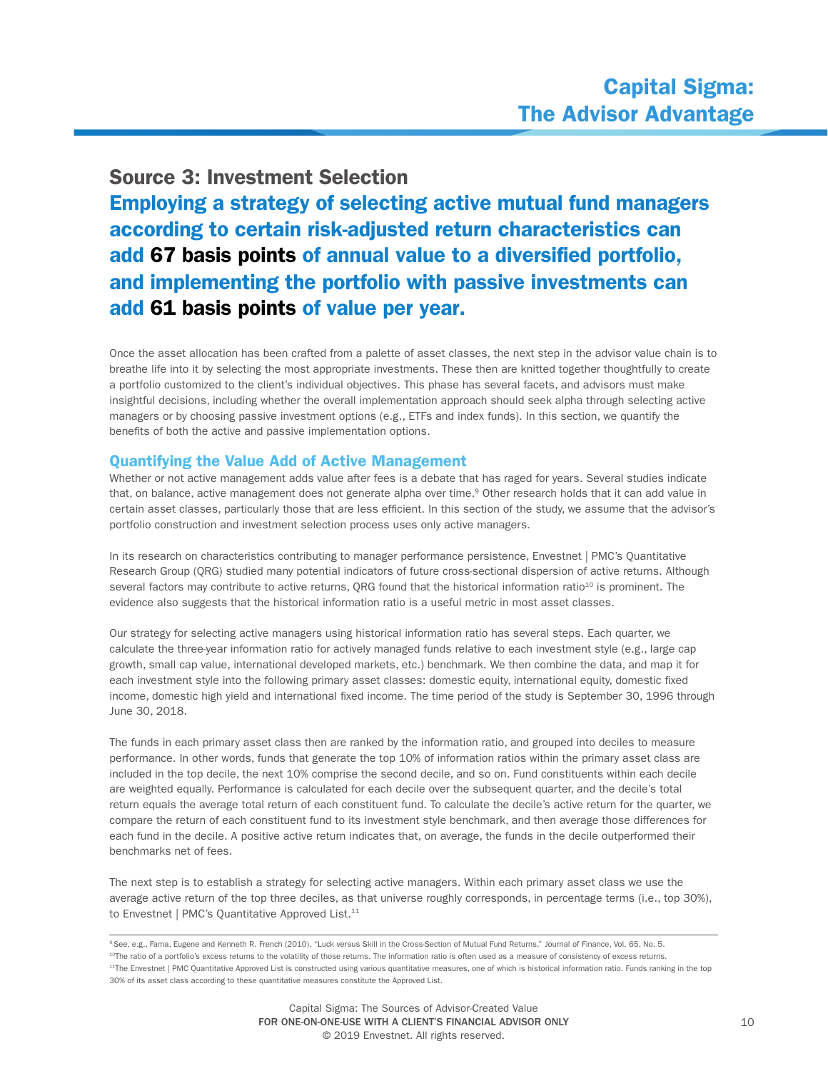## Source 3: Investment Selection

### Employing a strategy of selecting active mutual fund managers according to certain risk-adjusted return characteristics can add **67 basis points** of annual value to a diversified portfolio, and implementing the portfolio with passive investments can add **61 basis points** of value per year.

Once the asset allocation has been crafted from a palette of asset classes, the next step in the advisor value chain is to breathe life into it by selecting the most appropriate investments. These then are knitted together thoughtfully to create a portfolio customized to the client's individual objectives. This phase has several facets, and advisors must make insightful decisions, including whether the overall implementation approach should seek alpha through selecting active managers or by choosing passive investment options (e.g., ETFs and index funds). In this section, we quantify the benefits of both the active and passive implementation options.

### Quantifying the Value Add of Active Management

Whether or not active management adds value after fees is a debate that has raged for years. Several studies indicate that, on balance, active management does not generate alpha over time.[9] Other research holds that it can add value in certain asset classes, particularly those that are less efficient. In this section of the study, we assume that the advisor's portfolio construction and investment selection process uses only active managers.

In its research on characteristics contributing to manager performance persistence, Envestnet | PMC's Quantitative Research Group (QRG) studied many potential indicators of future cross-sectional dispersion of active returns. Although several factors may contribute to active returns, QRG found that the historical information ratio[10] is prominent. The evidence also suggests that the historical information ratio is a useful metric in most asset classes.

Our strategy for selecting active managers using historical information ratio has several steps. Each quarter, we calculate the three-year information ratio for actively managed funds relative to each investment style (e.g., large cap growth, small cap value, international developed markets, etc.) benchmark. We then combine the data, and map it for each investment style into the following primary asset classes: domestic equity, international equity, domestic fixed income, domestic high yield and international fixed income. The time period of the study is September 30, 1996 through June 30, 2018.

The funds in each primary asset class then are ranked by the information ratio, and grouped into deciles to measure performance. In other words, funds that generate the top 10% of information ratios within the primary asset class are included in the top decile, the next 10% comprise the second decile, and so on. Fund constituents within each decile are weighted equally. Performance is calculated for each decile over the subsequent quarter, and the decile's total return equals the average total return of each constituent fund. To calculate the decile's active return for the quarter, we compare the return of each constituent fund to its investment style benchmark, and then average those differences for each fund in the decile. A positive active return indicates that, on average, the funds in the decile outperformed their benchmarks net of fees.

The next step is to establish a strategy for selecting active managers. Within each primary asset class we use the average active return of the top three deciles, as that universe roughly corresponds, in percentage terms (i.e., top 30%), to Envestnet | PMC's Quantitative Approved List.[11]

---

[9] See, e.g., Fama, Eugene and Kenneth R. French (2010). "Luck versus Skill in the Cross-Section of Mutual Fund Returns," Journal of Finance, Vol. 65, No. 5.

[10] The ratio of a portfolio's excess returns to the volatility of those returns. The information ratio is often used as a measure of consistency of excess returns.

[11] The Envestnet | PMC Quantitative Approved List is constructed using various quantitative measures, one of which is historical information ratio. Funds ranking in the top 30% of its asset class according to these quantitative measures constitute the Approved List.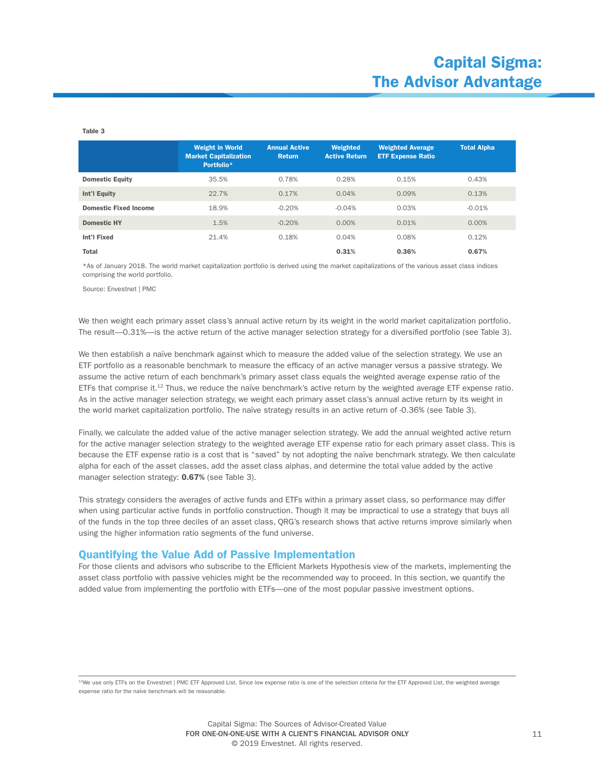**Table 3**

| | Weight in World Market Capitalization Portfolio* | Annual Active Return | Weighted Active Return | Weighted Average ETF Expense Ratio | Total Alpha |
|---|---|---|---|---|---|
| **Domestic Equity** | 35.5% | 0.78% | 0.28% | 0.15% | 0.43% |
| **Int'l Equity** | 22.7% | 0.17% | 0.04% | 0.09% | 0.13% |
| **Domestic Fixed Income** | 18.9% | -0.20% | -0.04% | 0.03% | -0.01% |
| **Domestic HY** | 1.5% | -0.20% | 0.00% | 0.01% | 0.00% |
| **Int'l Fixed** | 21.4% | 0.18% | 0.04% | 0.08% | 0.12% |
| **Total** | | | **0.31%** | **0.36%** | **0.67%** |

*As of January 2018. The world market capitalization portfolio is derived using the market capitalizations of the various asset class indices comprising the world portfolio.

Source: Envestnet | PMC

We then weight each primary asset class's annual active return by its weight in the world market capitalization portfolio. The result—0.31%—is the active return of the active manager selection strategy for a diversified portfolio (see Table 3).

We then establish a naïve benchmark against which to measure the added value of the selection strategy. We use an ETF portfolio as a reasonable benchmark to measure the efficacy of an active manager versus a passive strategy. We assume the active return of each benchmark's primary asset class equals the weighted average expense ratio of the ETFs that comprise it.[12] Thus, we reduce the naïve benchmark's active return by the weighted average ETF expense ratio. As in the active manager selection strategy, we weight each primary asset class's annual active return by its weight in the world market capitalization portfolio. The naïve strategy results in an active return of -0.36% (see Table 3).

Finally, we calculate the added value of the active manager selection strategy. We add the annual weighted active return for the active manager selection strategy to the weighted average ETF expense ratio for each primary asset class. This is because the ETF expense ratio is a cost that is "saved" by not adopting the naïve benchmark strategy. We then calculate alpha for each of the asset classes, add the asset class alphas, and determine the total value added by the active manager selection strategy: **0.67%** (see Table 3).

This strategy considers the averages of active funds and ETFs within a primary asset class, so performance may differ when using particular active funds in portfolio construction. Though it may be impractical to use a strategy that buys all of the funds in the top three deciles of an asset class, QRG's research shows that active returns improve similarly when using the higher information ratio segments of the fund universe.

## Quantifying the Value Add of Passive Implementation

For those clients and advisors who subscribe to the Efficient Markets Hypothesis view of the markets, implementing the asset class portfolio with passive vehicles might be the recommended way to proceed. In this section, we quantify the added value from implementing the portfolio with ETFs—one of the most popular passive investment options.

[12] We use only ETFs on the Envestnet | PMC ETF Approved List. Since low expense ratio is one of the selection criteria for the ETF Approved List, the weighted average expense ratio for the naïve benchmark will be reasonable.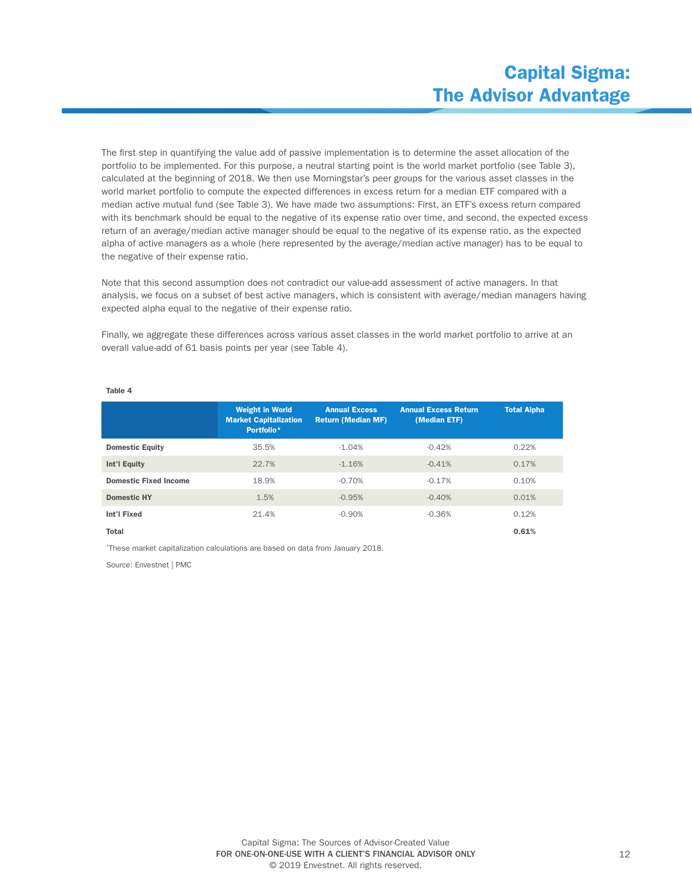The first step in quantifying the value add of passive implementation is to determine the asset allocation of the portfolio to be implemented. For this purpose, a neutral starting point is the world market portfolio (see Table 3), calculated at the beginning of 2018. We then use Morningstar's peer groups for the various asset classes in the world market portfolio to compute the expected differences in excess return for a median ETF compared with a median active mutual fund (see Table 3). We have made two assumptions: First, an ETF's excess return compared with its benchmark should be equal to the negative of its expense ratio over time, and second, the expected excess return of an average/median active manager should be equal to the negative of its expense ratio, as the expected alpha of active managers as a whole (here represented by the average/median active manager) has to be equal to the negative of their expense ratio.

Note that this second assumption does not contradict our value-add assessment of active managers. In that analysis, we focus on a subset of best active managers, which is consistent with average/median managers having expected alpha equal to the negative of their expense ratio.

Finally, we aggregate these differences across various asset classes in the world market portfolio to arrive at an overall value-add of 61 basis points per year (see Table 4).

**Table 4**

| | Weight in World Market Capitalization Portfolio* | Annual Excess Return (Median MF) | Annual Excess Return (Median ETF) | Total Alpha |
|---|---|---|---|---|
| **Domestic Equity** | 35.5% | -1.04% | -0.42% | 0.22% |
| **Int'l Equity** | 22.7% | -1.16% | -0.41% | 0.17% |
| **Domestic Fixed Income** | 18.9% | -0.70% | -0.17% | 0.10% |
| **Domestic HY** | 1.5% | -0.95% | -0.40% | 0.01% |
| **Int'l Fixed** | 21.4% | -0.90% | -0.36% | 0.12% |
| **Total** | | | | **0.61%** |

*These market capitalization calculations are based on data from January 2018.

Source: Envestnet | PMC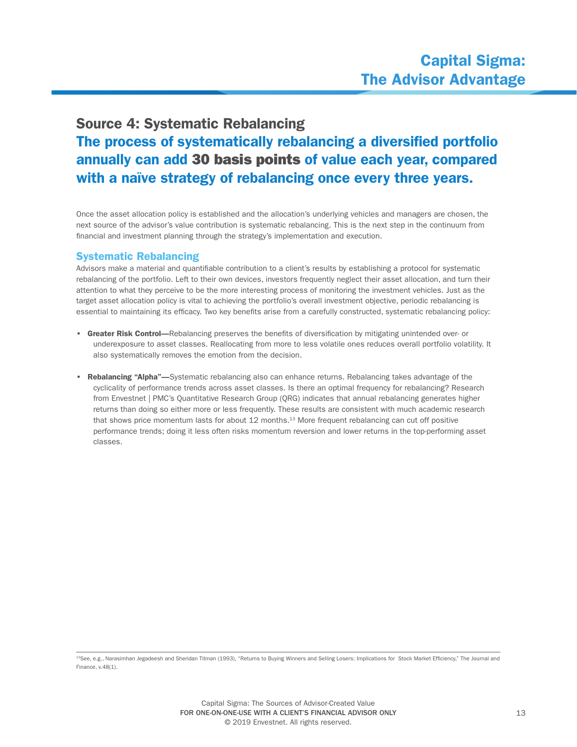## Source 4: Systematic Rebalancing

### The process of systematically rebalancing a diversified portfolio annually can add **30 basis points** of value each year, compared with a naïve strategy of rebalancing once every three years.

Once the asset allocation policy is established and the allocation's underlying vehicles and managers are chosen, the next source of the advisor's value contribution is systematic rebalancing. This is the next step in the continuum from financial and investment planning through the strategy's implementation and execution.

### Systematic Rebalancing

Advisors make a material and quantifiable contribution to a client's results by establishing a protocol for systematic rebalancing of the portfolio. Left to their own devices, investors frequently neglect their asset allocation, and turn their attention to what they perceive to be the more interesting process of monitoring the investment vehicles. Just as the target asset allocation policy is vital to achieving the portfolio's overall investment objective, periodic rebalancing is essential to maintaining its efficacy. Two key benefits arise from a carefully constructed, systematic rebalancing policy:

- **Greater Risk Control—**Rebalancing preserves the benefits of diversification by mitigating unintended over- or underexposure to asset classes. Reallocating from more to less volatile ones reduces overall portfolio volatility. It also systematically removes the emotion from the decision.

- **Rebalancing "Alpha"—**Systematic rebalancing also can enhance returns. Rebalancing takes advantage of the cyclicality of performance trends across asset classes. Is there an optimal frequency for rebalancing? Research from Envestnet | PMC's Quantitative Research Group (QRG) indicates that annual rebalancing generates higher returns than doing so either more or less frequently. These results are consistent with much academic research that shows price momentum lasts for about 12 months.[13] More frequent rebalancing can cut off positive performance trends; doing it less often risks momentum reversion and lower returns in the top-performing asset classes.

---

[13]See, e.g., Narasimhan Jegadeesh and Sheridan Titman (1993), "Returns to Buying Winners and Selling Losers: Implications for Stock Market Efficiency," The Journal and Finance, v.48(1).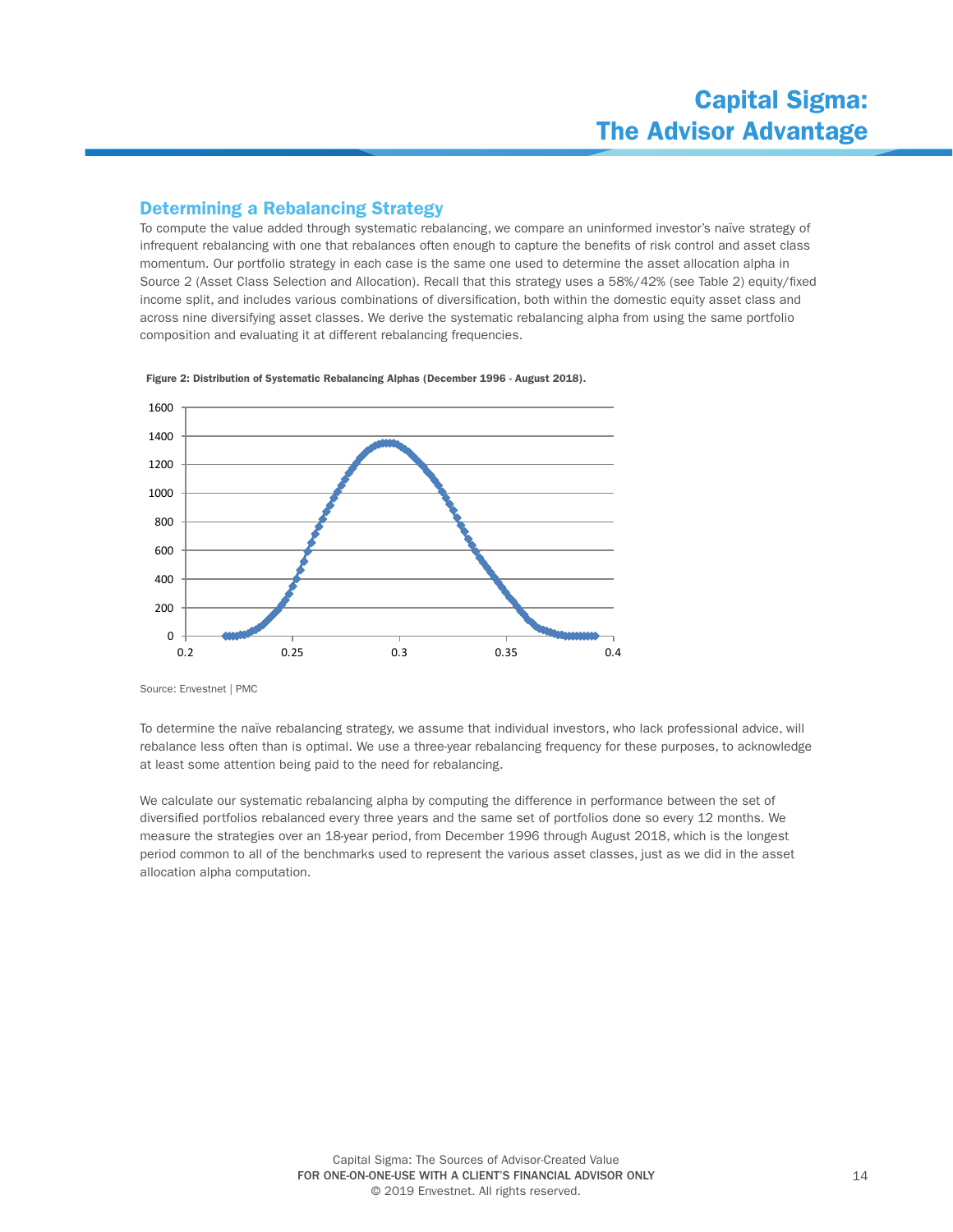## Determining a Rebalancing Strategy

To compute the value added through systematic rebalancing, we compare an uninformed investor's naïve strategy of infrequent rebalancing with one that rebalances often enough to capture the benefits of risk control and asset class momentum. Our portfolio strategy in each case is the same one used to determine the asset allocation alpha in Source 2 (Asset Class Selection and Allocation). Recall that this strategy uses a 58%/42% (see Table 2) equity/fixed income split, and includes various combinations of diversification, both within the domestic equity asset class and across nine diversifying asset classes. We derive the systematic rebalancing alpha from using the same portfolio composition and evaluating it at different rebalancing frequencies.

**Figure 2: Distribution of Systematic Rebalancing Alphas (December 1996 - August 2018).**

Source: Envestnet | PMC

To determine the naïve rebalancing strategy, we assume that individual investors, who lack professional advice, will rebalance less often than is optimal. We use a three-year rebalancing frequency for these purposes, to acknowledge at least some attention being paid to the need for rebalancing.

We calculate our systematic rebalancing alpha by computing the difference in performance between the set of diversified portfolios rebalanced every three years and the same set of portfolios done so every 12 months. We measure the strategies over an 18-year period, from December 1996 through August 2018, which is the longest period common to all of the benchmarks used to represent the various asset classes, just as we did in the asset allocation alpha computation.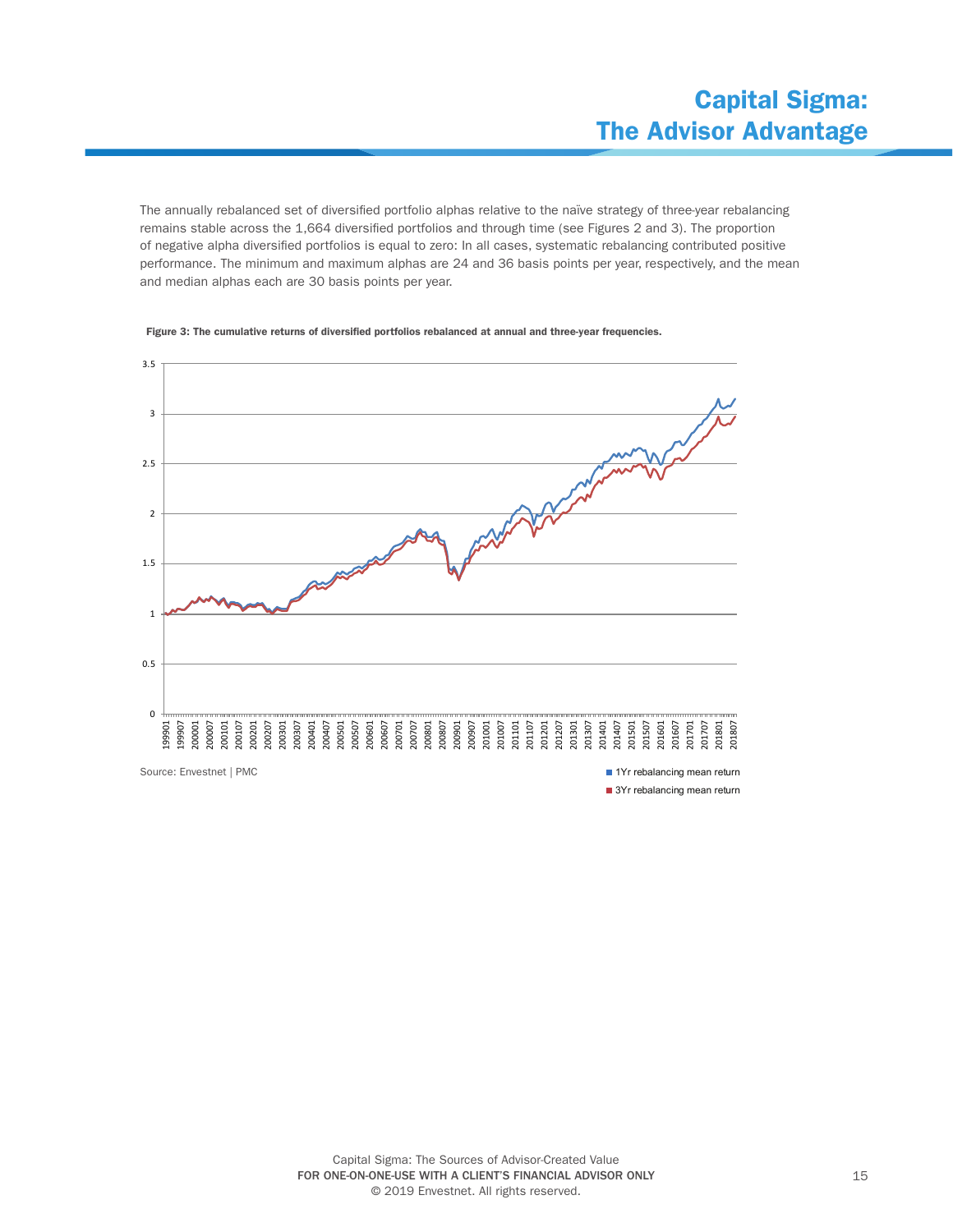The annually rebalanced set of diversified portfolio alphas relative to the naïve strategy of three-year rebalancing remains stable across the 1,664 diversified portfolios and through time (see Figures 2 and 3). The proportion of negative alpha diversified portfolios is equal to zero: In all cases, systematic rebalancing contributed positive performance. The minimum and maximum alphas are 24 and 36 basis points per year, respectively, and the mean and median alphas each are 30 basis points per year.

**Figure 3: The cumulative returns of diversified portfolios rebalanced at annual and three-year frequencies.**

Source: Envestnet | PMC

1Yr rebalancing mean return

3Yr rebalancing mean return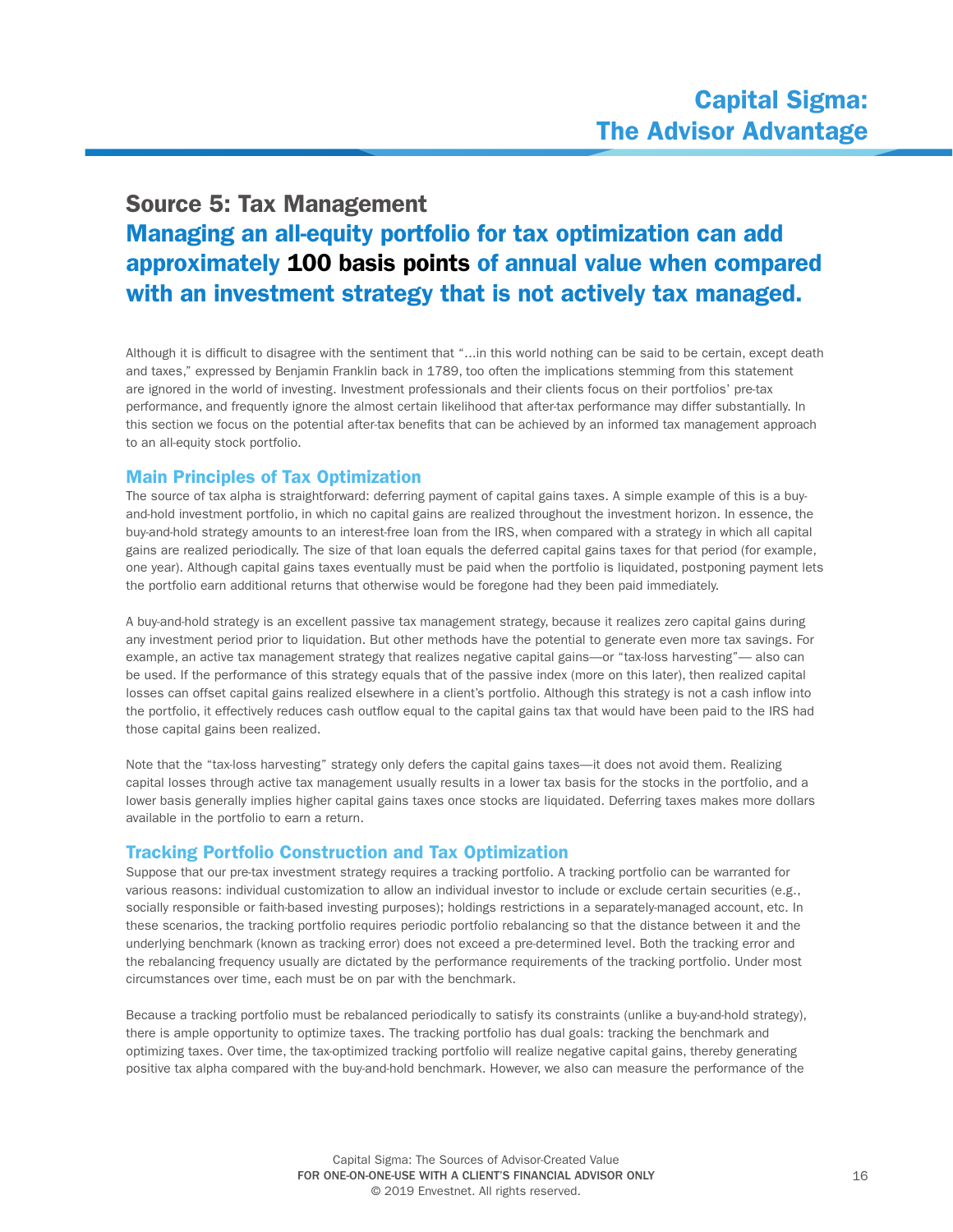## Source 5: Tax Management

### Managing an all-equity portfolio for tax optimization can add approximately **100 basis points** of annual value when compared with an investment strategy that is not actively tax managed.

Although it is difficult to disagree with the sentiment that "…in this world nothing can be said to be certain, except death and taxes," expressed by Benjamin Franklin back in 1789, too often the implications stemming from this statement are ignored in the world of investing. Investment professionals and their clients focus on their portfolios' pre-tax performance, and frequently ignore the almost certain likelihood that after-tax performance may differ substantially. In this section we focus on the potential after-tax benefits that can be achieved by an informed tax management approach to an all-equity stock portfolio.

### Main Principles of Tax Optimization

The source of tax alpha is straightforward: deferring payment of capital gains taxes. A simple example of this is a buy-and-hold investment portfolio, in which no capital gains are realized throughout the investment horizon. In essence, the buy-and-hold strategy amounts to an interest-free loan from the IRS, when compared with a strategy in which all capital gains are realized periodically. The size of that loan equals the deferred capital gains taxes for that period (for example, one year). Although capital gains taxes eventually must be paid when the portfolio is liquidated, postponing payment lets the portfolio earn additional returns that otherwise would be foregone had they been paid immediately.

A buy-and-hold strategy is an excellent passive tax management strategy, because it realizes zero capital gains during any investment period prior to liquidation. But other methods have the potential to generate even more tax savings. For example, an active tax management strategy that realizes negative capital gains—or "tax-loss harvesting"— also can be used. If the performance of this strategy equals that of the passive index (more on this later), then realized capital losses can offset capital gains realized elsewhere in a client's portfolio. Although this strategy is not a cash inflow into the portfolio, it effectively reduces cash outflow equal to the capital gains tax that would have been paid to the IRS had those capital gains been realized.

Note that the "tax-loss harvesting" strategy only defers the capital gains taxes—it does not avoid them. Realizing capital losses through active tax management usually results in a lower tax basis for the stocks in the portfolio, and a lower basis generally implies higher capital gains taxes once stocks are liquidated. Deferring taxes makes more dollars available in the portfolio to earn a return.

### Tracking Portfolio Construction and Tax Optimization

Suppose that our pre-tax investment strategy requires a tracking portfolio. A tracking portfolio can be warranted for various reasons: individual customization to allow an individual investor to include or exclude certain securities (e.g., socially responsible or faith-based investing purposes); holdings restrictions in a separately-managed account, etc. In these scenarios, the tracking portfolio requires periodic portfolio rebalancing so that the distance between it and the underlying benchmark (known as tracking error) does not exceed a pre-determined level. Both the tracking error and the rebalancing frequency usually are dictated by the performance requirements of the tracking portfolio. Under most circumstances over time, each must be on par with the benchmark.

Because a tracking portfolio must be rebalanced periodically to satisfy its constraints (unlike a buy-and-hold strategy), there is ample opportunity to optimize taxes. The tracking portfolio has dual goals: tracking the benchmark and optimizing taxes. Over time, the tax-optimized tracking portfolio will realize negative capital gains, thereby generating positive tax alpha compared with the buy-and-hold benchmark. However, we also can measure the performance of the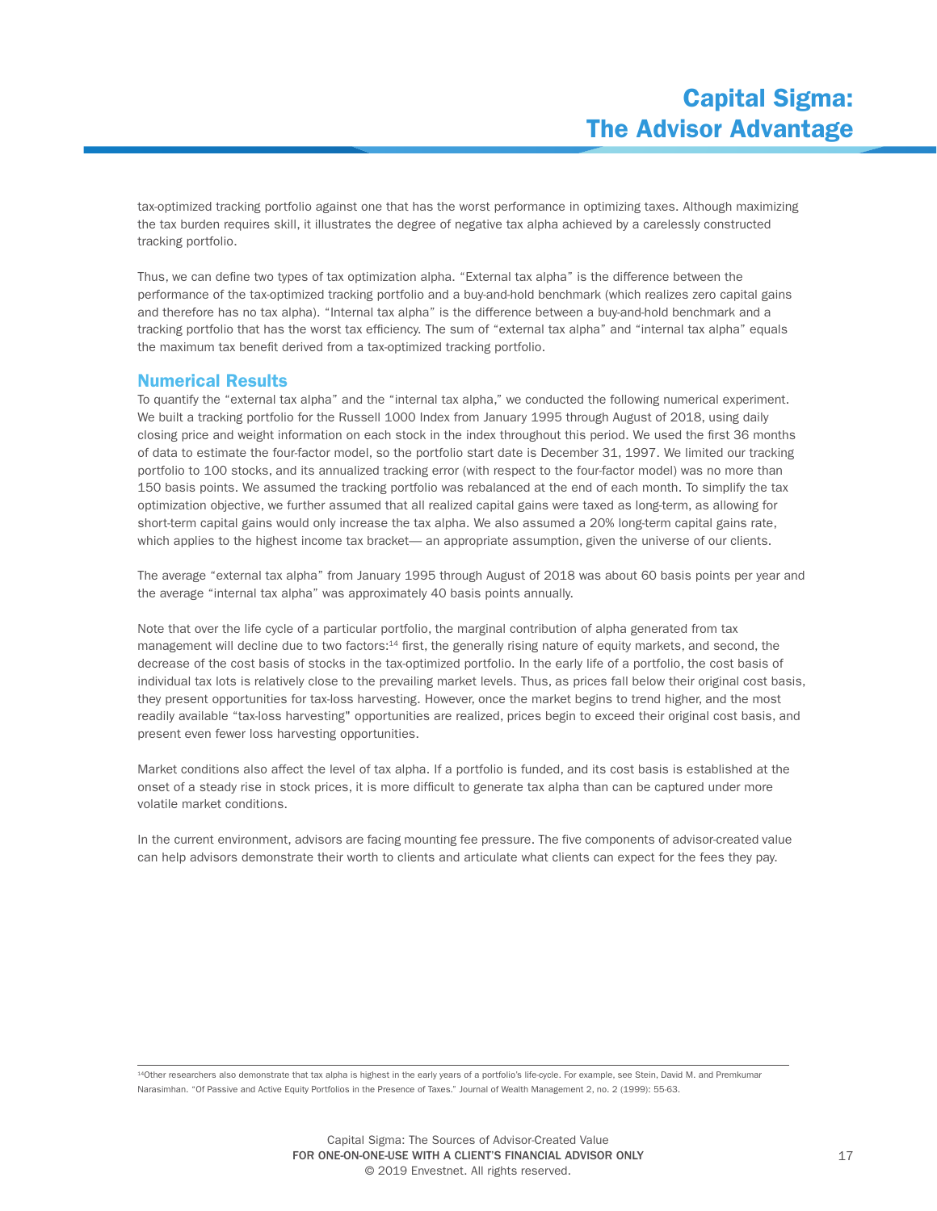tax-optimized tracking portfolio against one that has the worst performance in optimizing taxes. Although maximizing the tax burden requires skill, it illustrates the degree of negative tax alpha achieved by a carelessly constructed tracking portfolio.

Thus, we can define two types of tax optimization alpha. “External tax alpha” is the difference between the performance of the tax-optimized tracking portfolio and a buy-and-hold benchmark (which realizes zero capital gains and therefore has no tax alpha). “Internal tax alpha” is the difference between a buy-and-hold benchmark and a tracking portfolio that has the worst tax efficiency. The sum of “external tax alpha” and “internal tax alpha” equals the maximum tax benefit derived from a tax-optimized tracking portfolio.

## Numerical Results

To quantify the “external tax alpha” and the “internal tax alpha,” we conducted the following numerical experiment. We built a tracking portfolio for the Russell 1000 Index from January 1995 through August of 2018, using daily closing price and weight information on each stock in the index throughout this period. We used the first 36 months of data to estimate the four-factor model, so the portfolio start date is December 31, 1997. We limited our tracking portfolio to 100 stocks, and its annualized tracking error (with respect to the four-factor model) was no more than 150 basis points. We assumed the tracking portfolio was rebalanced at the end of each month. To simplify the tax optimization objective, we further assumed that all realized capital gains were taxed as long-term, as allowing for short-term capital gains would only increase the tax alpha. We also assumed a 20% long-term capital gains rate, which applies to the highest income tax bracket— an appropriate assumption, given the universe of our clients.

The average “external tax alpha” from January 1995 through August of 2018 was about 60 basis points per year and the average “internal tax alpha” was approximately 40 basis points annually.

Note that over the life cycle of a particular portfolio, the marginal contribution of alpha generated from tax management will decline due to two factors:[14] first, the generally rising nature of equity markets, and second, the decrease of the cost basis of stocks in the tax-optimized portfolio. In the early life of a portfolio, the cost basis of individual tax lots is relatively close to the prevailing market levels. Thus, as prices fall below their original cost basis, they present opportunities for tax-loss harvesting. However, once the market begins to trend higher, and the most readily available “tax-loss harvesting" opportunities are realized, prices begin to exceed their original cost basis, and present even fewer loss harvesting opportunities.

Market conditions also affect the level of tax alpha. If a portfolio is funded, and its cost basis is established at the onset of a steady rise in stock prices, it is more difficult to generate tax alpha than can be captured under more volatile market conditions.

In the current environment, advisors are facing mounting fee pressure. The five components of advisor-created value can help advisors demonstrate their worth to clients and articulate what clients can expect for the fees they pay.

---

[14] Other researchers also demonstrate that tax alpha is highest in the early years of a portfolio's life-cycle. For example, see Stein, David M. and Premkumar Narasimhan. “Of Passive and Active Equity Portfolios in the Presence of Taxes.” Journal of Wealth Management 2, no. 2 (1999): 55-63.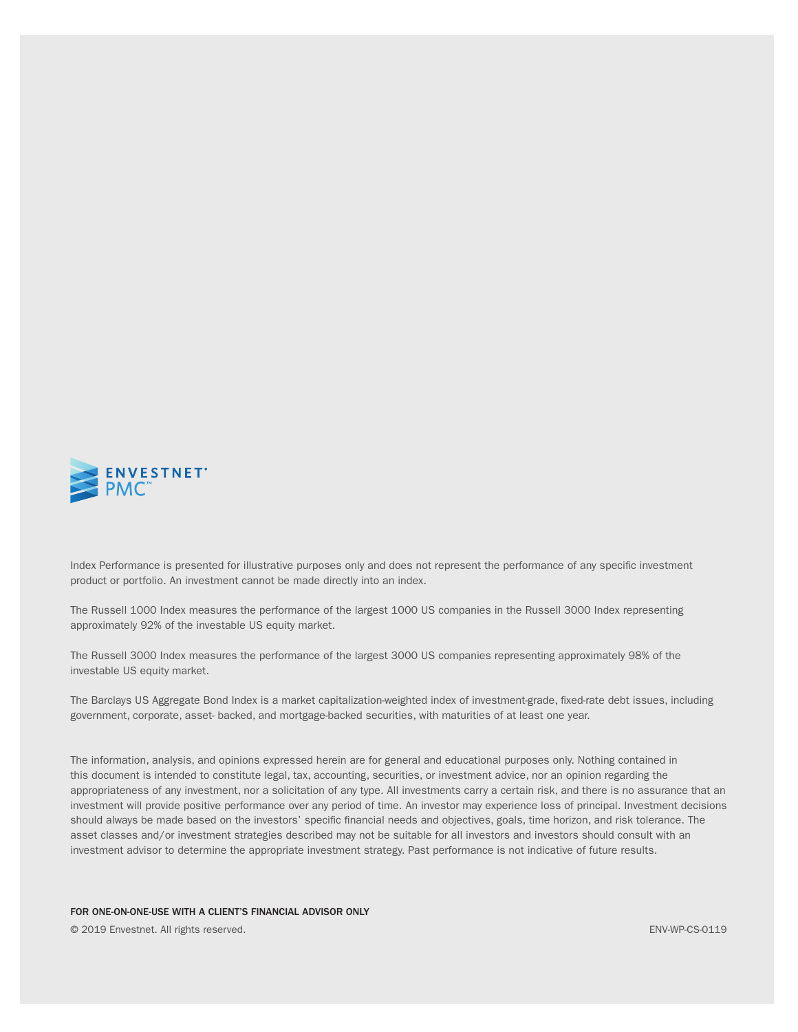ENVESTNET PMC™

Index Performance is presented for illustrative purposes only and does not represent the performance of any specific investment product or portfolio. An investment cannot be made directly into an index.

The Russell 1000 Index measures the performance of the largest 1000 US companies in the Russell 3000 Index representing approximately 92% of the investable US equity market.

The Russell 3000 Index measures the performance of the largest 3000 US companies representing approximately 98% of the investable US equity market.

The Barclays US Aggregate Bond Index is a market capitalization-weighted index of investment-grade, fixed-rate debt issues, including government, corporate, asset- backed, and mortgage-backed securities, with maturities of at least one year.

The information, analysis, and opinions expressed herein are for general and educational purposes only. Nothing contained in this document is intended to constitute legal, tax, accounting, securities, or investment advice, nor an opinion regarding the appropriateness of any investment, nor a solicitation of any type. All investments carry a certain risk, and there is no assurance that an investment will provide positive performance over any period of time. An investor may experience loss of principal. Investment decisions should always be made based on the investors' specific financial needs and objectives, goals, time horizon, and risk tolerance. The asset classes and/or investment strategies described may not be suitable for all investors and investors should consult with an investment advisor to determine the appropriate investment strategy. Past performance is not indicative of future results.

**FOR ONE-ON-ONE-USE WITH A CLIENT'S FINANCIAL ADVISOR ONLY**

© 2019 Envestnet. All rights reserved.

ENV-WP-CS-0119